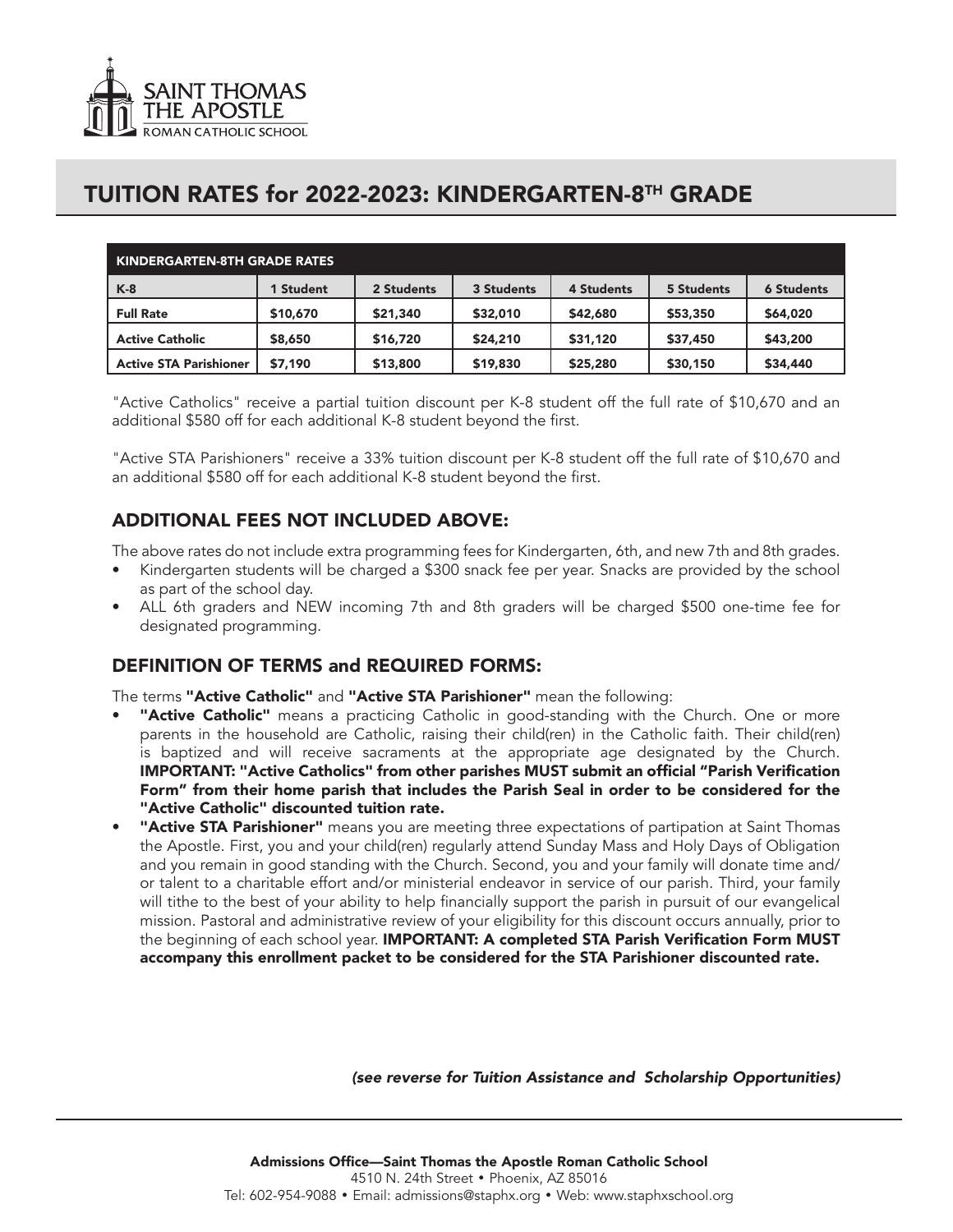SAINT THOMAS THE APOSTLE
ROMAN CATHOLIC SCHOOL

# TUITION RATES for 2022-2023: KINDERGARTEN-8TH GRADE

| KINDERGARTEN-8TH GRADE RATES | | | | | | |
|---|---|---|---|---|---|---|
| **K-8** | **1 Student** | **2 Students** | **3 Students** | **4 Students** | **5 Students** | **6 Students** |
| **Full Rate** | **$10,670** | **$21,340** | **$32,010** | **$42,680** | **$53,350** | **$64,020** |
| **Active Catholic** | **$8,650** | **$16,720** | **$24,210** | **$31,120** | **$37,450** | **$43,200** |
| **Active STA Parishioner** | **$7,190** | **$13,800** | **$19,830** | **$25,280** | **$30,150** | **$34,440** |

"Active Catholics" receive a partial tuition discount per K-8 student off the full rate of $10,670 and an additional $580 off for each additional K-8 student beyond the first.

"Active STA Parishioners" receive a 33% tuition discount per K-8 student off the full rate of $10,670 and an additional $580 off for each additional K-8 student beyond the first.

## ADDITIONAL FEES NOT INCLUDED ABOVE:

The above rates do not include extra programming fees for Kindergarten, 6th, and new 7th and 8th grades.

- Kindergarten students will be charged a $300 snack fee per year. Snacks are provided by the school as part of the school day.
- ALL 6th graders and NEW incoming 7th and 8th graders will be charged $500 one-time fee for designated programming.

## DEFINITION OF TERMS and REQUIRED FORMS:

The terms **"Active Catholic"** and **"Active STA Parishioner"** mean the following:

- **"Active Catholic"** means a practicing Catholic in good-standing with the Church. One or more parents in the household are Catholic, raising their child(ren) in the Catholic faith. Their child(ren) is baptized and will receive sacraments at the appropriate age designated by the Church. **IMPORTANT: "Active Catholics" from other parishes MUST submit an official "Parish Verification Form" from their home parish that includes the Parish Seal in order to be considered for the "Active Catholic" discounted tuition rate.**
- **"Active STA Parishioner"** means you are meeting three expectations of partipation at Saint Thomas the Apostle. First, you and your child(ren) regularly attend Sunday Mass and Holy Days of Obligation and you remain in good standing with the Church. Second, you and your family will donate time and/ or talent to a charitable effort and/or ministerial endeavor in service of our parish. Third, your family will tithe to the best of your ability to help financially support the parish in pursuit of our evangelical mission. Pastoral and administrative review of your eligibility for this discount occurs annually, prior to the beginning of each school year. **IMPORTANT: A completed STA Parish Verification Form MUST accompany this enrollment packet to be considered for the STA Parishioner discounted rate.**

***(see reverse for Tuition Assistance and Scholarship Opportunities)***

**Admissions Office—Saint Thomas the Apostle Roman Catholic School**
4510 N. 24th Street • Phoenix, AZ 85016
Tel: 602-954-9088 • Email: admissions@staphx.org • Web: www.staphxschool.org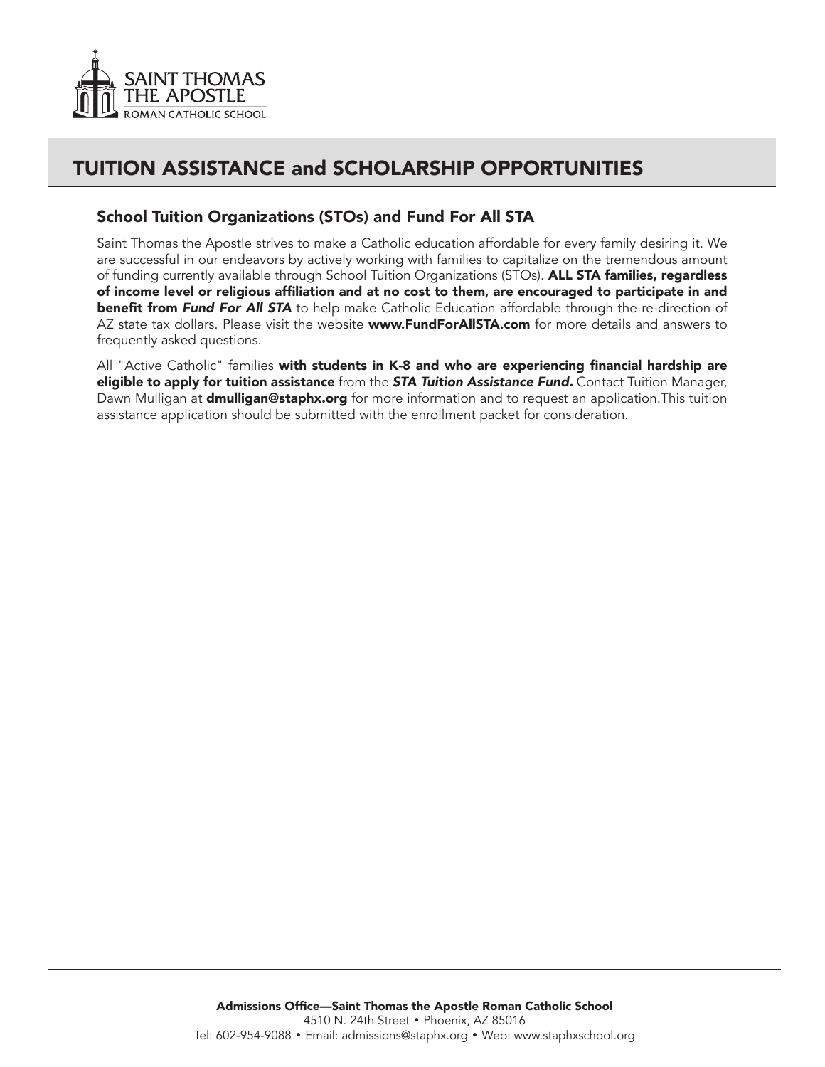SAINT THOMAS THE APOSTLE

ROMAN CATHOLIC SCHOOL

# TUITION ASSISTANCE and SCHOLARSHIP OPPORTUNITIES

## School Tuition Organizations (STOs) and Fund For All STA

Saint Thomas the Apostle strives to make a Catholic education affordable for every family desiring it. We are successful in our endeavors by actively working with families to capitalize on the tremendous amount of funding currently available through School Tuition Organizations (STOs). **ALL STA families, regardless of income level or religious affiliation and at no cost to them, are encouraged to participate in and benefit from *Fund For All STA*** to help make Catholic Education affordable through the re-direction of AZ state tax dollars. Please visit the website **www.FundForAllSTA.com** for more details and answers to frequently asked questions.

All "Active Catholic" families **with students in K-8 and who are experiencing financial hardship are eligible to apply for tuition assistance** from the ***STA Tuition Assistance Fund.*** Contact Tuition Manager, Dawn Mulligan at **dmulligan@staphx.org** for more information and to request an application.This tuition assistance application should be submitted with the enrollment packet for consideration.

**Admissions Office—Saint Thomas the Apostle Roman Catholic School**
4510 N. 24th Street • Phoenix, AZ 85016
Tel: 602-954-9088 • Email: admissions@staphx.org • Web: www.staphxschool.org